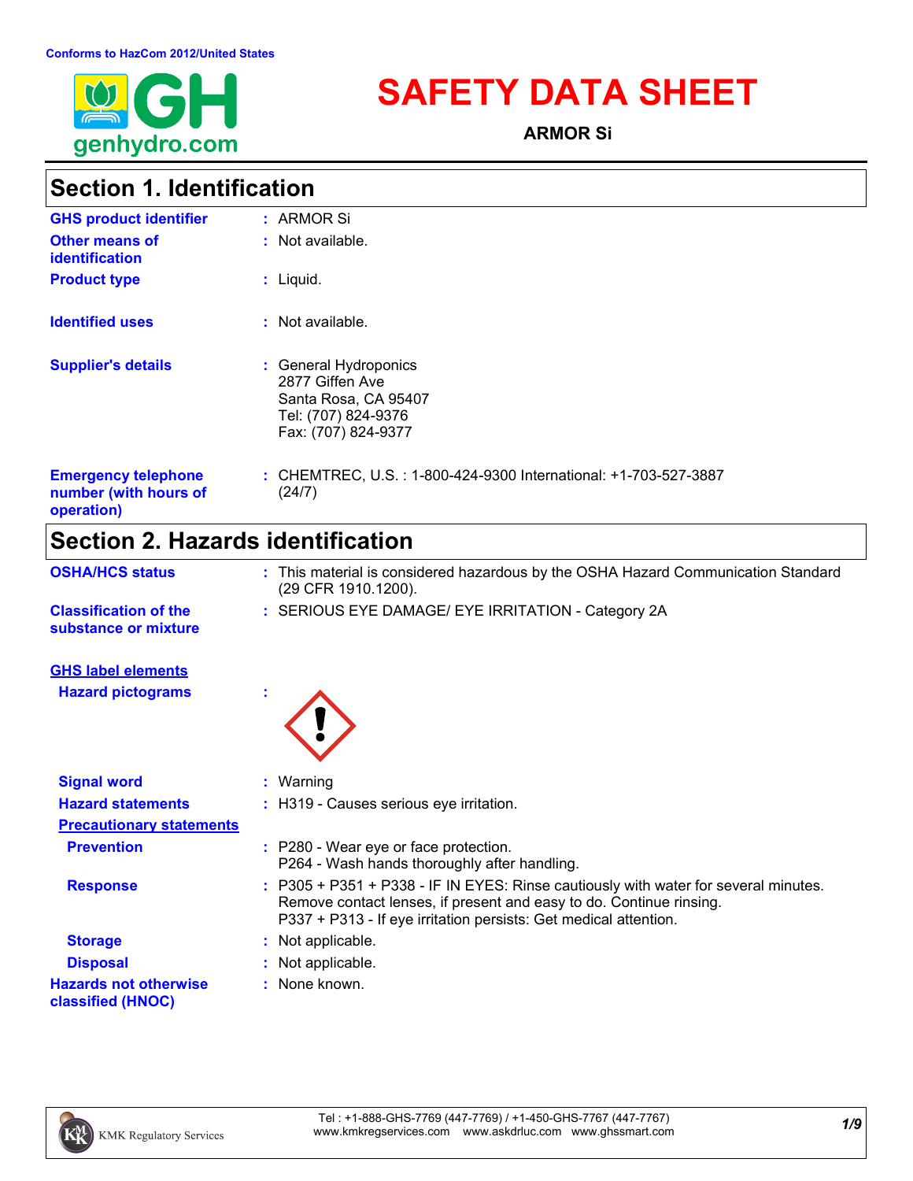Conforms to HazCom 2012/United States

# SAFETY DATA SHEET

**ARMOR Si**

## Section 1. Identification

| | |
|---|---|
| **GHS product identifier** | : ARMOR Si |
| **Other means of identification** | : Not available. |
| **Product type** | : Liquid. |
| **Identified uses** | : Not available. |
| **Supplier's details** | : General Hydroponics<br>2877 Giffen Ave<br>Santa Rosa, CA 95407<br>Tel: (707) 824-9376<br>Fax: (707) 824-9377 |
| **Emergency telephone number (with hours of operation)** | : CHEMTREC, U.S. : 1-800-424-9300 International: +1-703-527-3887 (24/7) |

## Section 2. Hazards identification

| | |
|---|---|
| **OSHA/HCS status** | : This material is considered hazardous by the OSHA Hazard Communication Standard (29 CFR 1910.1200). |
| **Classification of the substance or mixture** | : SERIOUS EYE DAMAGE/ EYE IRRITATION - Category 2A |

**GHS label elements**

| | |
|---|---|
| **Hazard pictograms** | : |
| **Signal word** | : Warning |
| **Hazard statements** | : H319 - Causes serious eye irritation. |

**Precautionary statements**

| | |
|---|---|
| **Prevention** | : P280 - Wear eye or face protection.<br>P264 - Wash hands thoroughly after handling. |
| **Response** | : P305 + P351 + P338 - IF IN EYES: Rinse cautiously with water for several minutes. Remove contact lenses, if present and easy to do. Continue rinsing.<br>P337 + P313 - If eye irritation persists: Get medical attention. |
| **Storage** | : Not applicable. |
| **Disposal** | : Not applicable. |
| **Hazards not otherwise classified (HNOC)** | : None known. |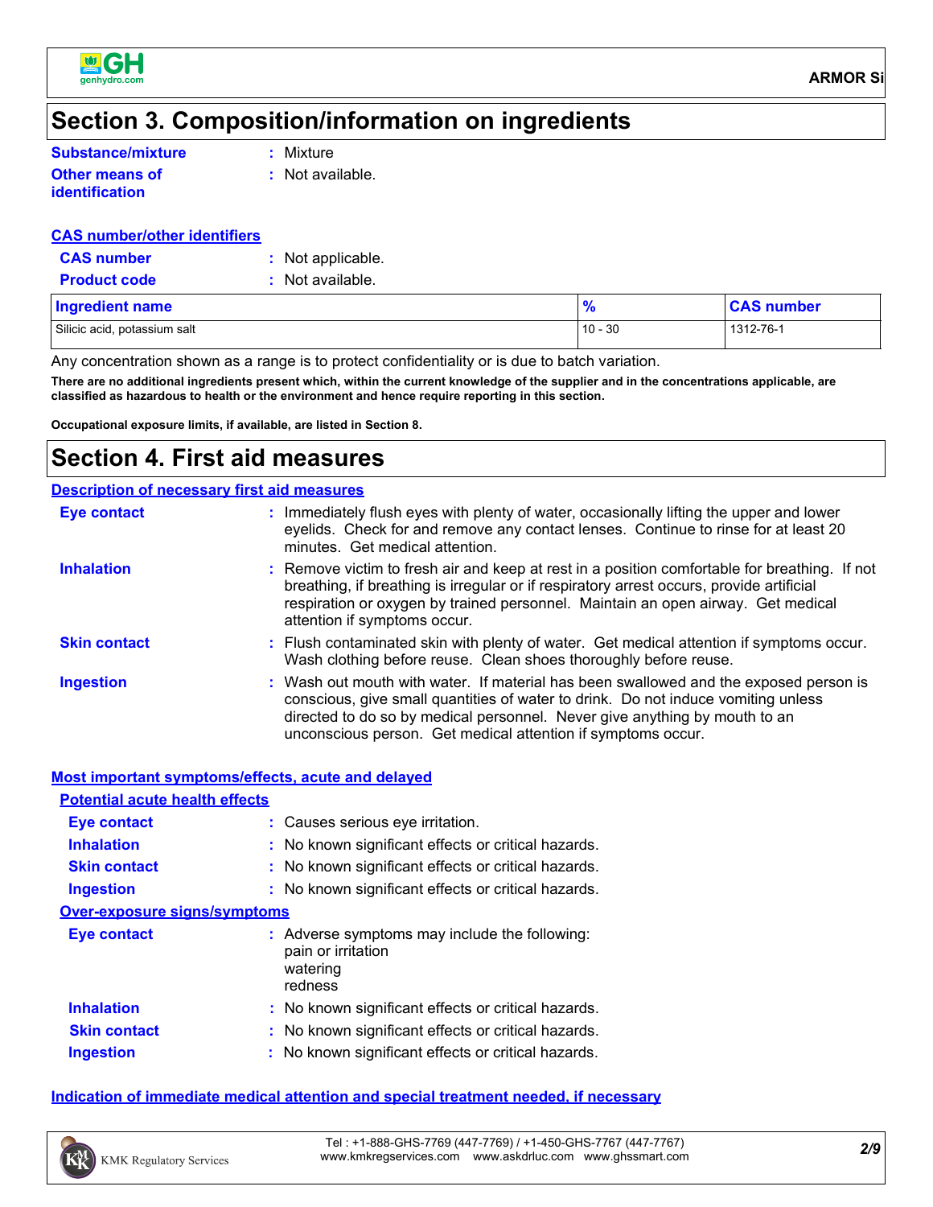## Section 3. Composition/information on ingredients

**Substance/mixture** : Mixture

**Other means of identification** : Not available.

**CAS number/other identifiers**

**CAS number** : Not applicable.

**Product code** : Not available.

| Ingredient name | % | CAS number |
| --- | --- | --- |
| Silicic acid, potassium salt | 10 - 30 | 1312-76-1 |

Any concentration shown as a range is to protect confidentiality or is due to batch variation.

**There are no additional ingredients present which, within the current knowledge of the supplier and in the concentrations applicable, are classified as hazardous to health or the environment and hence require reporting in this section.**

**Occupational exposure limits, if available, are listed in Section 8.**

## Section 4. First aid measures

**Description of necessary first aid measures**

**Eye contact** : Immediately flush eyes with plenty of water, occasionally lifting the upper and lower eyelids. Check for and remove any contact lenses. Continue to rinse for at least 20 minutes. Get medical attention.

**Inhalation** : Remove victim to fresh air and keep at rest in a position comfortable for breathing. If not breathing, if breathing is irregular or if respiratory arrest occurs, provide artificial respiration or oxygen by trained personnel. Maintain an open airway. Get medical attention if symptoms occur.

**Skin contact** : Flush contaminated skin with plenty of water. Get medical attention if symptoms occur. Wash clothing before reuse. Clean shoes thoroughly before reuse.

**Ingestion** : Wash out mouth with water. If material has been swallowed and the exposed person is conscious, give small quantities of water to drink. Do not induce vomiting unless directed to do so by medical personnel. Never give anything by mouth to an unconscious person. Get medical attention if symptoms occur.

**Most important symptoms/effects, acute and delayed**

**Potential acute health effects**

**Eye contact** : Causes serious eye irritation.

**Inhalation** : No known significant effects or critical hazards.

**Skin contact** : No known significant effects or critical hazards.

**Ingestion** : No known significant effects or critical hazards.

**Over-exposure signs/symptoms**

**Eye contact** : Adverse symptoms may include the following:
pain or irritation
watering
redness

**Inhalation** : No known significant effects or critical hazards.

**Skin contact** : No known significant effects or critical hazards.

**Ingestion** : No known significant effects or critical hazards.

**Indication of immediate medical attention and special treatment needed, if necessary**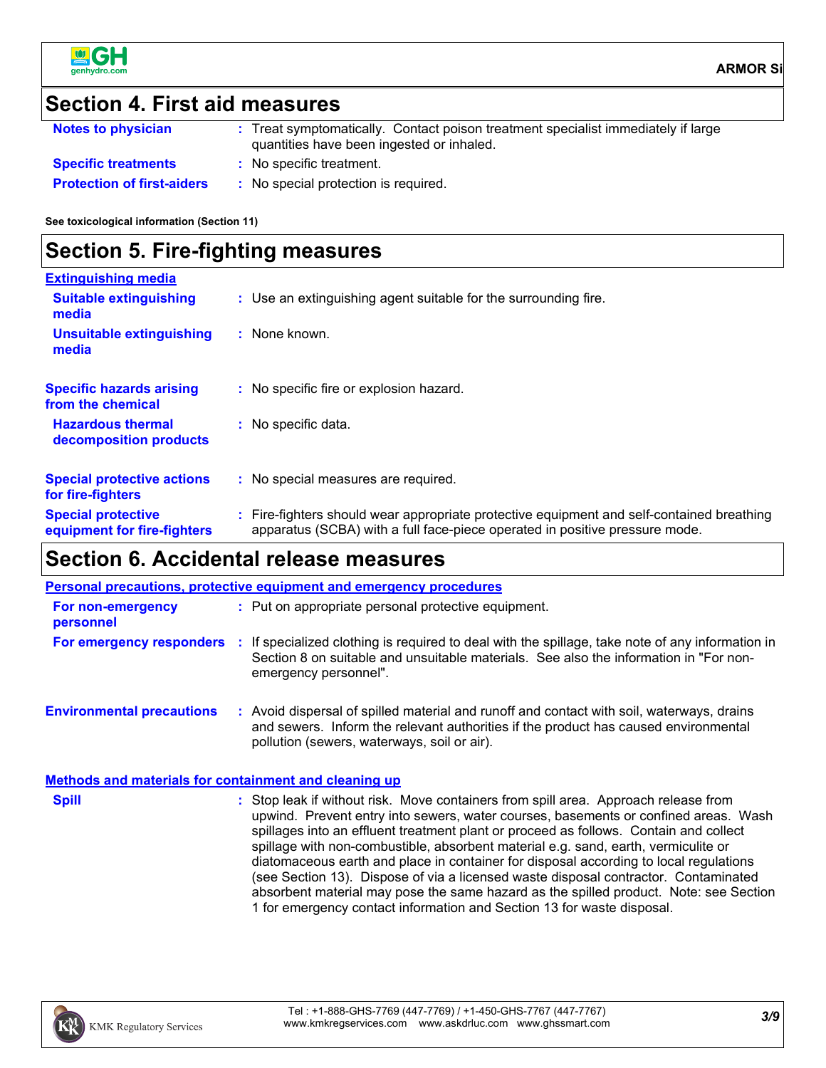## Section 4. First aid measures

**Notes to physician** : Treat symptomatically. Contact poison treatment specialist immediately if large quantities have been ingested or inhaled.

**Specific treatments** : No specific treatment.

**Protection of first-aiders** : No special protection is required.

**See toxicological information (Section 11)**

## Section 5. Fire-fighting measures

### Extinguishing media

**Suitable extinguishing media** : Use an extinguishing agent suitable for the surrounding fire.

**Unsuitable extinguishing media** : None known.

**Specific hazards arising from the chemical** : No specific fire or explosion hazard.

**Hazardous thermal decomposition products** : No specific data.

**Special protective actions for fire-fighters** : No special measures are required.

**Special protective equipment for fire-fighters** : Fire-fighters should wear appropriate protective equipment and self-contained breathing apparatus (SCBA) with a full face-piece operated in positive pressure mode.

## Section 6. Accidental release measures

### Personal precautions, protective equipment and emergency procedures

**For non-emergency personnel** : Put on appropriate personal protective equipment.

**For emergency responders** : If specialized clothing is required to deal with the spillage, take note of any information in Section 8 on suitable and unsuitable materials. See also the information in "For non-emergency personnel".

**Environmental precautions** : Avoid dispersal of spilled material and runoff and contact with soil, waterways, drains and sewers. Inform the relevant authorities if the product has caused environmental pollution (sewers, waterways, soil or air).

### Methods and materials for containment and cleaning up

**Spill** : Stop leak if without risk. Move containers from spill area. Approach release from upwind. Prevent entry into sewers, water courses, basements or confined areas. Wash spillages into an effluent treatment plant or proceed as follows. Contain and collect spillage with non-combustible, absorbent material e.g. sand, earth, vermiculite or diatomaceous earth and place in container for disposal according to local regulations (see Section 13). Dispose of via a licensed waste disposal contractor. Contaminated absorbent material may pose the same hazard as the spilled product. Note: see Section 1 for emergency contact information and Section 13 for waste disposal.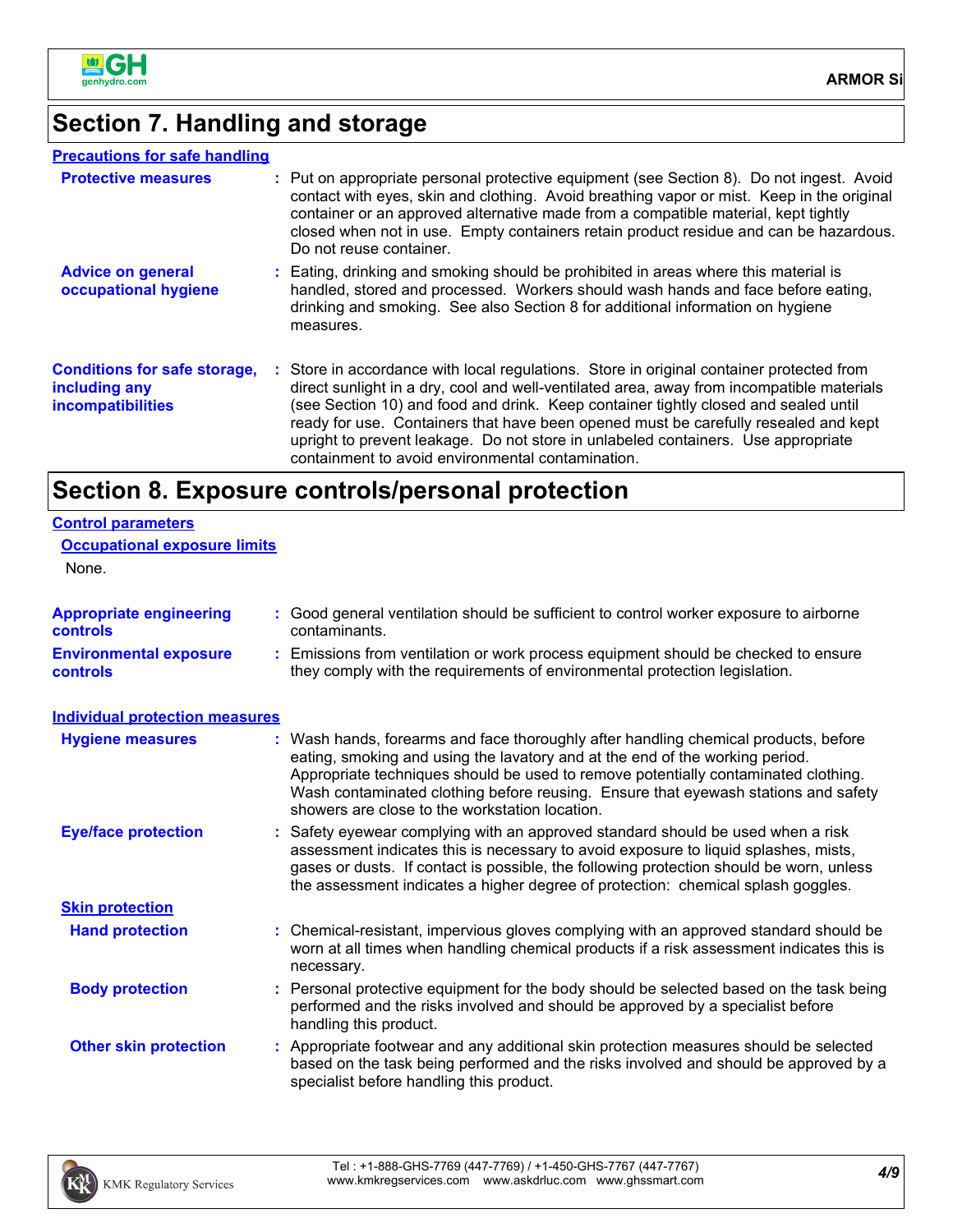## Section 7. Handling and storage

### Precautions for safe handling

**Protective measures** : Put on appropriate personal protective equipment (see Section 8). Do not ingest. Avoid contact with eyes, skin and clothing. Avoid breathing vapor or mist. Keep in the original container or an approved alternative made from a compatible material, kept tightly closed when not in use. Empty containers retain product residue and can be hazardous. Do not reuse container.

**Advice on general occupational hygiene** : Eating, drinking and smoking should be prohibited in areas where this material is handled, stored and processed. Workers should wash hands and face before eating, drinking and smoking. See also Section 8 for additional information on hygiene measures.

**Conditions for safe storage, including any incompatibilities** : Store in accordance with local regulations. Store in original container protected from direct sunlight in a dry, cool and well-ventilated area, away from incompatible materials (see Section 10) and food and drink. Keep container tightly closed and sealed until ready for use. Containers that have been opened must be carefully resealed and kept upright to prevent leakage. Do not store in unlabeled containers. Use appropriate containment to avoid environmental contamination.

## Section 8. Exposure controls/personal protection

### Control parameters

#### Occupational exposure limits

None.

**Appropriate engineering controls** : Good general ventilation should be sufficient to control worker exposure to airborne contaminants.

**Environmental exposure controls** : Emissions from ventilation or work process equipment should be checked to ensure they comply with the requirements of environmental protection legislation.

### Individual protection measures

**Hygiene measures** : Wash hands, forearms and face thoroughly after handling chemical products, before eating, smoking and using the lavatory and at the end of the working period. Appropriate techniques should be used to remove potentially contaminated clothing. Wash contaminated clothing before reusing. Ensure that eyewash stations and safety showers are close to the workstation location.

**Eye/face protection** : Safety eyewear complying with an approved standard should be used when a risk assessment indicates this is necessary to avoid exposure to liquid splashes, mists, gases or dusts. If contact is possible, the following protection should be worn, unless the assessment indicates a higher degree of protection: chemical splash goggles.

#### Skin protection

**Hand protection** : Chemical-resistant, impervious gloves complying with an approved standard should be worn at all times when handling chemical products if a risk assessment indicates this is necessary.

**Body protection** : Personal protective equipment for the body should be selected based on the task being performed and the risks involved and should be approved by a specialist before handling this product.

**Other skin protection** : Appropriate footwear and any additional skin protection measures should be selected based on the task being performed and the risks involved and should be approved by a specialist before handling this product.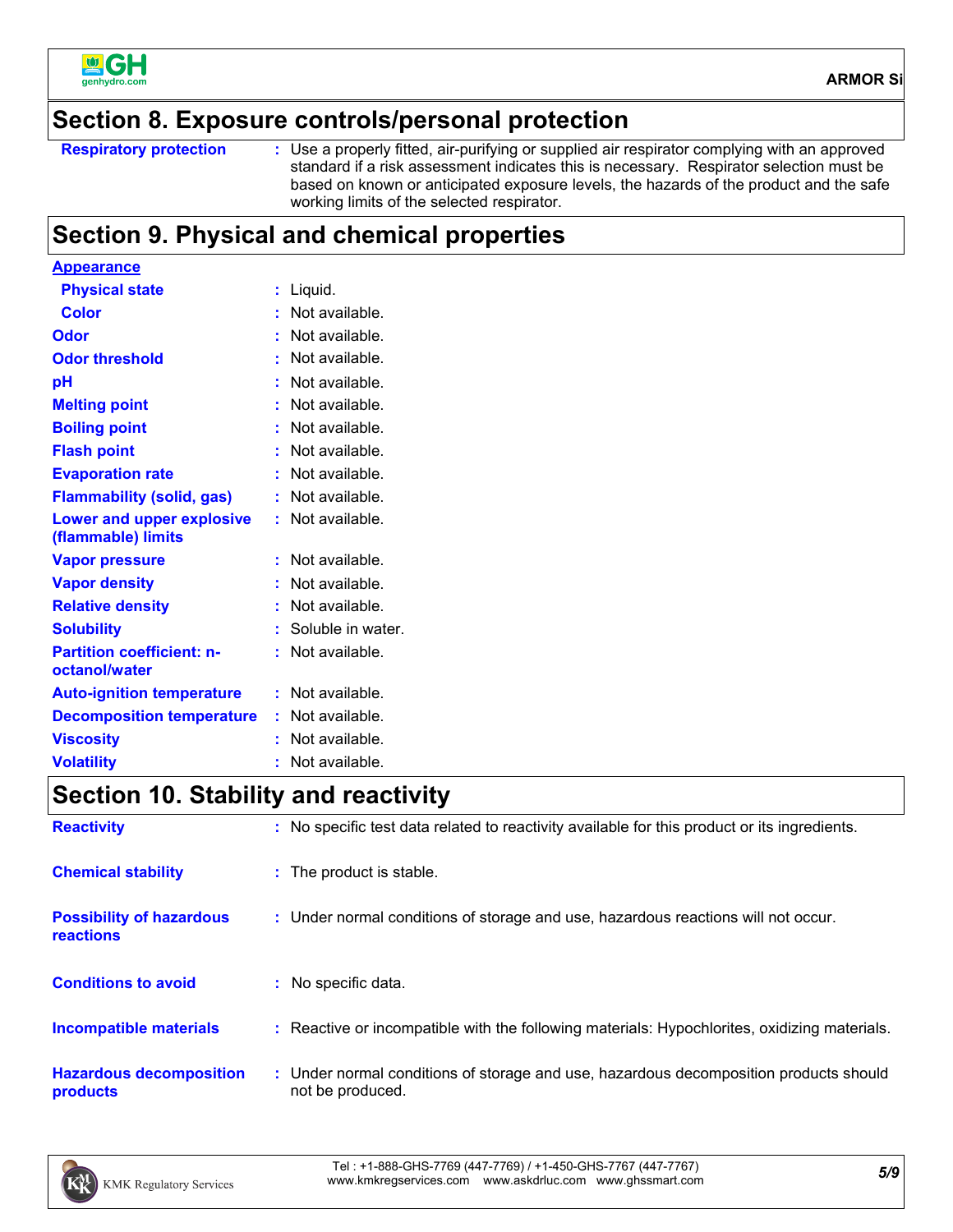## Section 8. Exposure controls/personal protection

| | |
|---|---|
| **Respiratory protection** | : Use a properly fitted, air-purifying or supplied air respirator complying with an approved standard if a risk assessment indicates this is necessary. Respirator selection must be based on known or anticipated exposure levels, the hazards of the product and the safe working limits of the selected respirator. |

## Section 9. Physical and chemical properties

| | |
|---|---|
| **Appearance** | |
| **Physical state** | : Liquid. |
| **Color** | : Not available. |
| **Odor** | : Not available. |
| **Odor threshold** | : Not available. |
| **pH** | : Not available. |
| **Melting point** | : Not available. |
| **Boiling point** | : Not available. |
| **Flash point** | : Not available. |
| **Evaporation rate** | : Not available. |
| **Flammability (solid, gas)** | : Not available. |
| **Lower and upper explosive (flammable) limits** | : Not available. |
| **Vapor pressure** | : Not available. |
| **Vapor density** | : Not available. |
| **Relative density** | : Not available. |
| **Solubility** | : Soluble in water. |
| **Partition coefficient: n-octanol/water** | : Not available. |
| **Auto-ignition temperature** | : Not available. |
| **Decomposition temperature** | : Not available. |
| **Viscosity** | : Not available. |
| **Volatility** | : Not available. |

## Section 10. Stability and reactivity

| | |
|---|---|
| **Reactivity** | : No specific test data related to reactivity available for this product or its ingredients. |
| **Chemical stability** | : The product is stable. |
| **Possibility of hazardous reactions** | : Under normal conditions of storage and use, hazardous reactions will not occur. |
| **Conditions to avoid** | : No specific data. |
| **Incompatible materials** | : Reactive or incompatible with the following materials: Hypochlorites, oxidizing materials. |
| **Hazardous decomposition products** | : Under normal conditions of storage and use, hazardous decomposition products should not be produced. |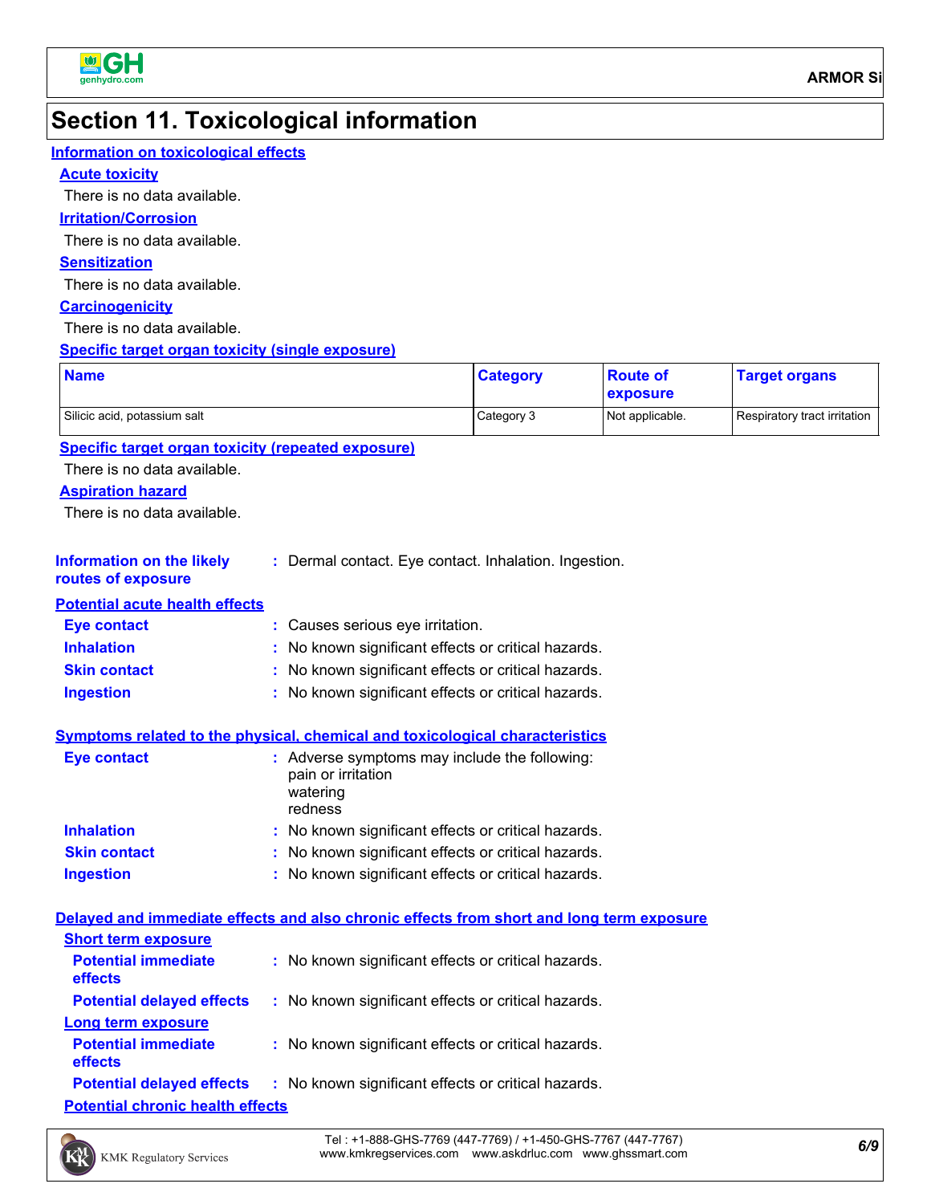# Section 11. Toxicological information

## Information on toxicological effects

### Acute toxicity

There is no data available.

### Irritation/Corrosion

There is no data available.

### Sensitization

There is no data available.

### Carcinogenicity

There is no data available.

### Specific target organ toxicity (single exposure)

| Name | Category | Route of exposure | Target organs |
|---|---|---|---|
| Silicic acid, potassium salt | Category 3 | Not applicable. | Respiratory tract irritation |

### Specific target organ toxicity (repeated exposure)

There is no data available.

### Aspiration hazard

There is no data available.

**Information on the likely routes of exposure** : Dermal contact. Eye contact. Inhalation. Ingestion.

### Potential acute health effects

**Eye contact** : Causes serious eye irritation.

**Inhalation** : No known significant effects or critical hazards.

**Skin contact** : No known significant effects or critical hazards.

**Ingestion** : No known significant effects or critical hazards.

### Symptoms related to the physical, chemical and toxicological characteristics

**Eye contact** : Adverse symptoms may include the following:
pain or irritation
watering
redness

**Inhalation** : No known significant effects or critical hazards.

**Skin contact** : No known significant effects or critical hazards.

**Ingestion** : No known significant effects or critical hazards.

### Delayed and immediate effects and also chronic effects from short and long term exposure

#### Short term exposure

**Potential immediate effects** : No known significant effects or critical hazards.

**Potential delayed effects** : No known significant effects or critical hazards.

#### Long term exposure

**Potential immediate effects** : No known significant effects or critical hazards.

**Potential delayed effects** : No known significant effects or critical hazards.

#### Potential chronic health effects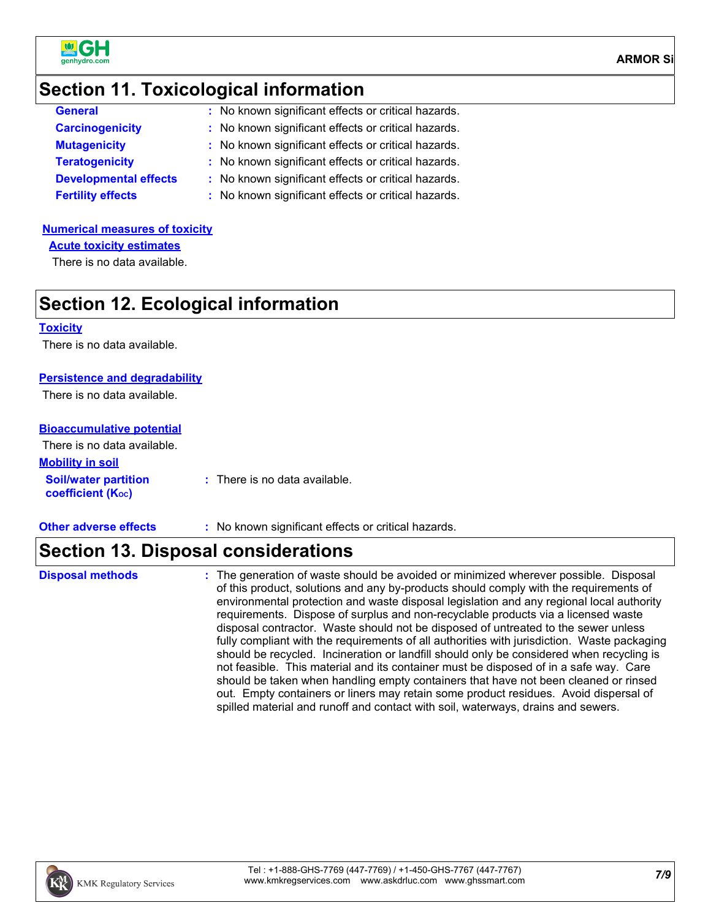## Section 11. Toxicological information

**General** : No known significant effects or critical hazards.

**Carcinogenicity** : No known significant effects or critical hazards.

**Mutagenicity** : No known significant effects or critical hazards.

**Teratogenicity** : No known significant effects or critical hazards.

**Developmental effects** : No known significant effects or critical hazards.

**Fertility effects** : No known significant effects or critical hazards.

### Numerical measures of toxicity

#### Acute toxicity estimates

There is no data available.

## Section 12. Ecological information

### Toxicity

There is no data available.

### Persistence and degradability

There is no data available.

### Bioaccumulative potential

There is no data available.

### Mobility in soil

**Soil/water partition coefficient ($K_{OC}$)** : There is no data available.

**Other adverse effects** : No known significant effects or critical hazards.

## Section 13. Disposal considerations

**Disposal methods** : The generation of waste should be avoided or minimized wherever possible. Disposal of this product, solutions and any by-products should comply with the requirements of environmental protection and waste disposal legislation and any regional local authority requirements. Dispose of surplus and non-recyclable products via a licensed waste disposal contractor. Waste should not be disposed of untreated to the sewer unless fully compliant with the requirements of all authorities with jurisdiction. Waste packaging should be recycled. Incineration or landfill should only be considered when recycling is not feasible. This material and its container must be disposed of in a safe way. Care should be taken when handling empty containers that have not been cleaned or rinsed out. Empty containers or liners may retain some product residues. Avoid dispersal of spilled material and runoff and contact with soil, waterways, drains and sewers.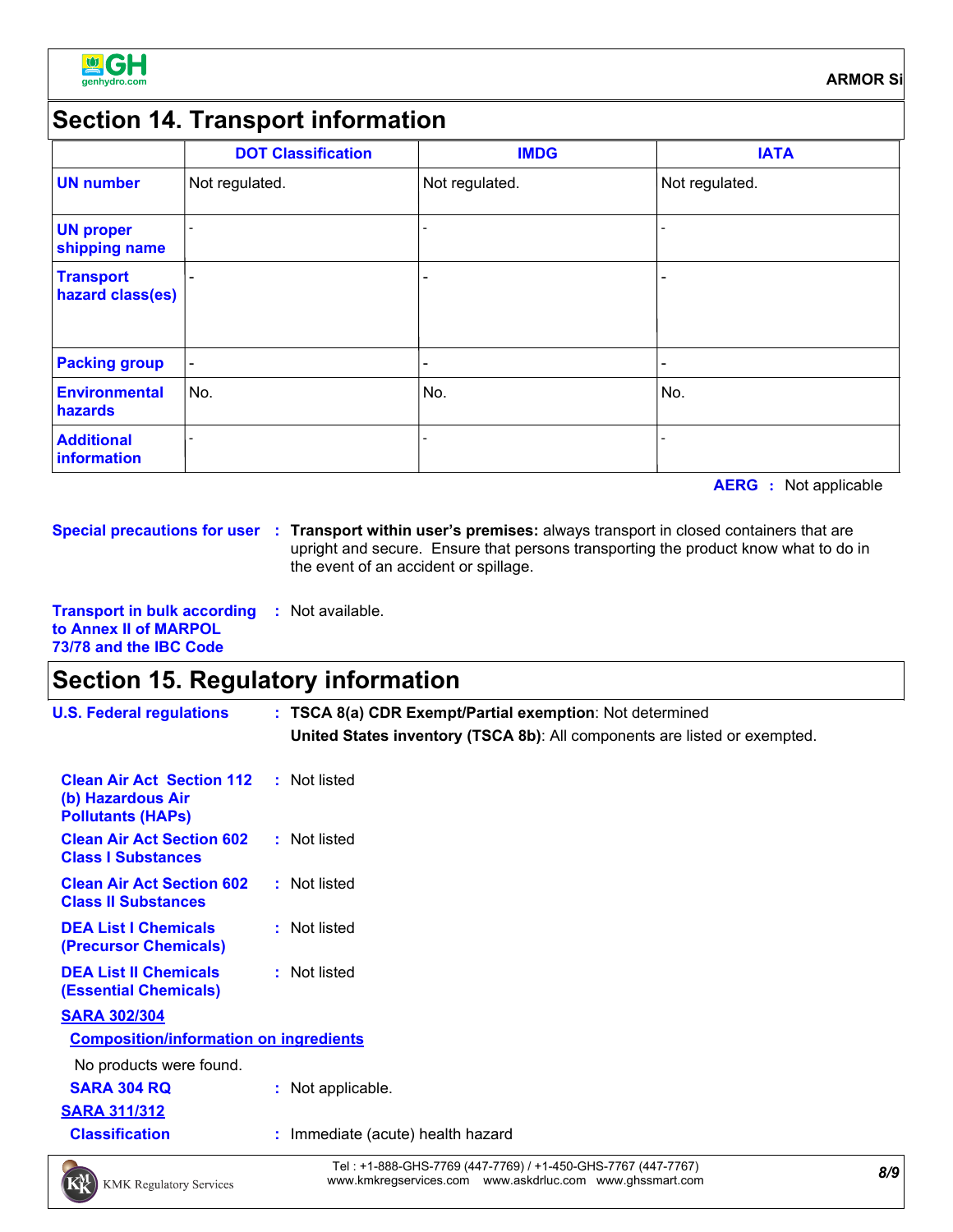## Section 14. Transport information

| | DOT Classification | IMDG | IATA |
|---|---|---|---|
| **UN number** | Not regulated. | Not regulated. | Not regulated. |
| **UN proper shipping name** | - | - | - |
| **Transport hazard class(es)** | - | - | - |
| **Packing group** | - | - | - |
| **Environmental hazards** | No. | No. | No. |
| **Additional information** | - | - | - |

**AERG** : Not applicable

**Special precautions for user** : **Transport within user's premises:** always transport in closed containers that are upright and secure. Ensure that persons transporting the product know what to do in the event of an accident or spillage.

**Transport in bulk according to Annex II of MARPOL 73/78 and the IBC Code** : Not available.

## Section 15. Regulatory information

**U.S. Federal regulations** : **TSCA 8(a) CDR Exempt/Partial exemption**: Not determined

**United States inventory (TSCA 8b)**: All components are listed or exempted.

**Clean Air Act Section 112 (b) Hazardous Air Pollutants (HAPs)** : Not listed

**Clean Air Act Section 602 Class I Substances** : Not listed

**Clean Air Act Section 602 Class II Substances** : Not listed

**DEA List I Chemicals (Precursor Chemicals)** : Not listed

**DEA List II Chemicals (Essential Chemicals)** : Not listed

**SARA 302/304**

**Composition/information on ingredients**

No products were found.

**SARA 304 RQ** : Not applicable.

**SARA 311/312**

**Classification** : Immediate (acute) health hazard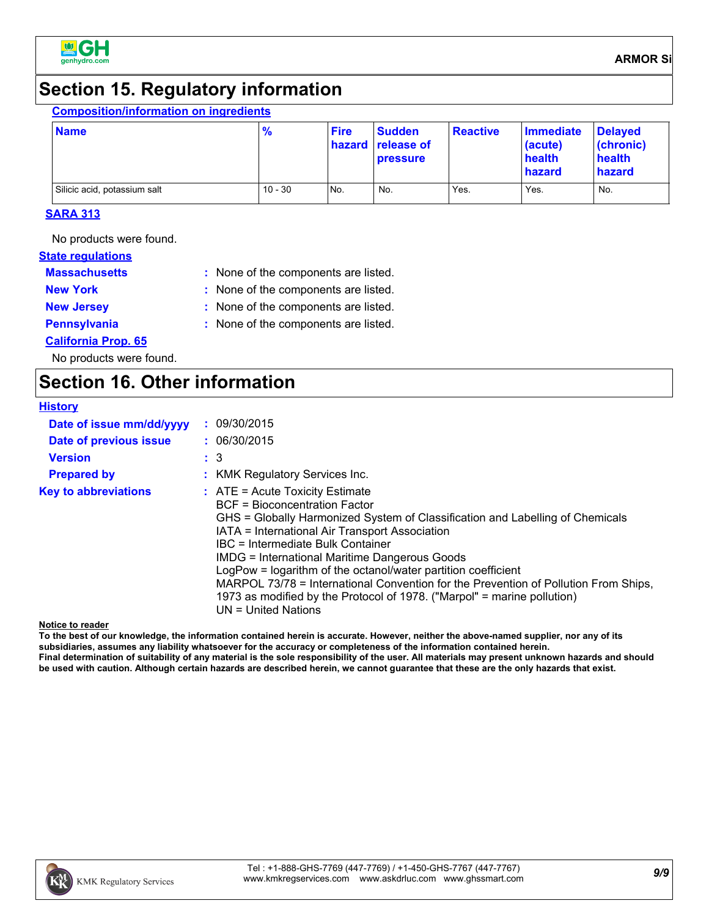## Section 15. Regulatory information

**Composition/information on ingredients**

| Name | % | Fire hazard | Sudden release of pressure | Reactive | Immediate (acute) health hazard | Delayed (chronic) health hazard |
|---|---|---|---|---|---|---|
| Silicic acid, potassium salt | 10 - 30 | No. | No. | Yes. | Yes. | No. |

**SARA 313**

No products were found.

**State regulations**

**Massachusetts** : None of the components are listed.

**New York** : None of the components are listed.

**New Jersey** : None of the components are listed.

**Pennsylvania** : None of the components are listed.

**California Prop. 65**

No products were found.

## Section 16. Other information

**History**

**Date of issue mm/dd/yyyy** : 09/30/2015

**Date of previous issue** : 06/30/2015

**Version** : 3

**Prepared by** : KMK Regulatory Services Inc.

**Key to abbreviations** :
ATE = Acute Toxicity Estimate
BCF = Bioconcentration Factor
GHS = Globally Harmonized System of Classification and Labelling of Chemicals
IATA = International Air Transport Association
IBC = Intermediate Bulk Container
IMDG = International Maritime Dangerous Goods
LogPow = logarithm of the octanol/water partition coefficient
MARPOL 73/78 = International Convention for the Prevention of Pollution From Ships, 1973 as modified by the Protocol of 1978. ("Marpol" = marine pollution)
UN = United Nations

**Notice to reader**

**To the best of our knowledge, the information contained herein is accurate. However, neither the above-named supplier, nor any of its subsidiaries, assumes any liability whatsoever for the accuracy or completeness of the information contained herein.**
**Final determination of suitability of any material is the sole responsibility of the user. All materials may present unknown hazards and should be used with caution. Although certain hazards are described herein, we cannot guarantee that these are the only hazards that exist.**